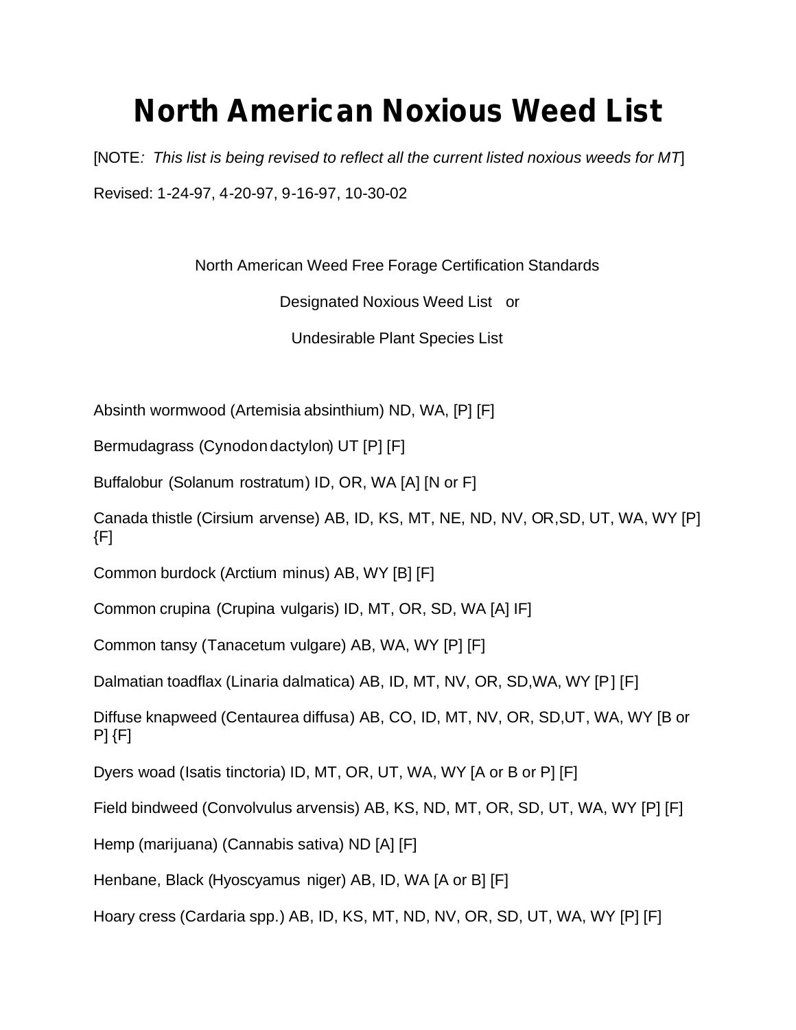# North American Noxious Weed List

[NOTE*: This list is being revised to reflect all the current listed noxious weeds for MT*]

Revised: 1-24-97, 4-20-97, 9-16-97, 10-30-02

North American Weed Free Forage Certification Standards

Designated Noxious Weed List or

Undesirable Plant Species List

Absinth wormwood (Artemisia absinthium) ND, WA, [P] [F]

Bermudagrass (Cynodon dactylon) UT [P] [F]

Buffalobur (Solanum rostratum) ID, OR, WA [A] [N or F]

Canada thistle (Cirsium arvense) AB, ID, KS, MT, NE, ND, NV, OR, SD, UT, WA, WY [P] {F]

Common burdock (Arctium minus) AB, WY [B] [F]

Common crupina (Crupina vulgaris) ID, MT, OR, SD, WA [A] IF]

Common tansy (Tanacetum vulgare) AB, WA, WY [P] [F]

Dalmatian toadflax (Linaria dalmatica) AB, ID, MT, NV, OR, SD, WA, WY [P] [F]

Diffuse knapweed (Centaurea diffusa) AB, CO, ID, MT, NV, OR, SD, UT, WA, WY [B or P] {F]

Dyers woad (Isatis tinctoria) ID, MT, OR, UT, WA, WY [A or B or P] [F]

Field bindweed (Convolvulus arvensis) AB, KS, ND, MT, OR, SD, UT, WA, WY [P] [F]

Hemp (marijuana) (Cannabis sativa) ND [A] [F]

Henbane, Black (Hyoscyamus niger) AB, ID, WA [A or B] [F]

Hoary cress (Cardaria spp.) AB, ID, KS, MT, ND, NV, OR, SD, UT, WA, WY [P] [F]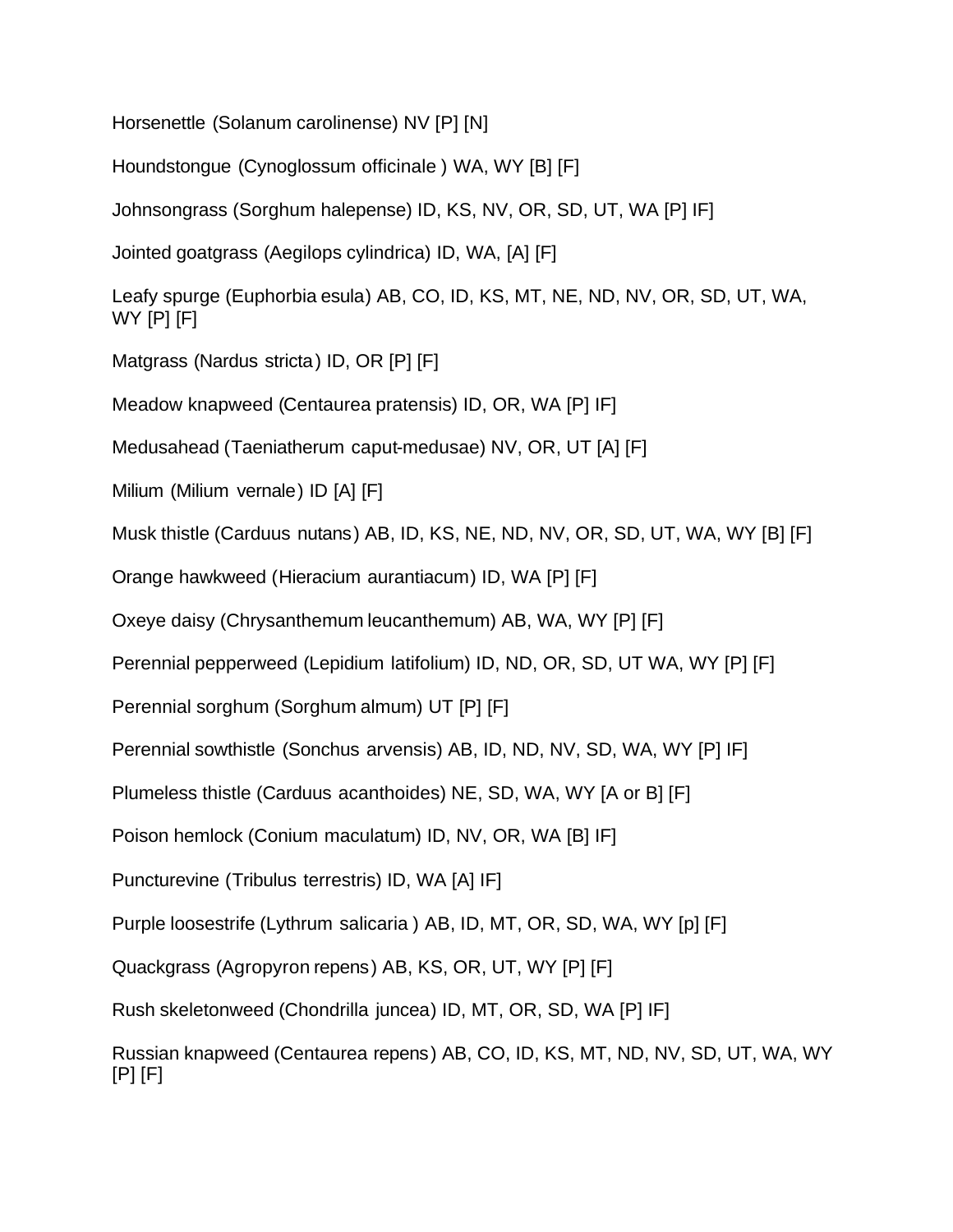Horsenettle (Solanum carolinense) NV [P] [N]

Houndstongue (Cynoglossum officinale ) WA, WY [B] [F]

Johnsongrass (Sorghum halepense) ID, KS, NV, OR, SD, UT, WA [P] IF]

Jointed goatgrass (Aegilops cylindrica) ID, WA, [A] [F]

Leafy spurge (Euphorbia esula) AB, CO, ID, KS, MT, NE, ND, NV, OR, SD, UT, WA, WY [P] [F]

Matgrass (Nardus stricta) ID, OR [P] [F]

Meadow knapweed (Centaurea pratensis) ID, OR, WA [P] IF]

Medusahead (Taeniatherum caput-medusae) NV, OR, UT [A] [F]

Milium (Milium vernale) ID [A] [F]

Musk thistle (Carduus nutans) AB, ID, KS, NE, ND, NV, OR, SD, UT, WA, WY [B] [F]

Orange hawkweed (Hieracium aurantiacum) ID, WA [P] [F]

Oxeye daisy (Chrysanthemum leucanthemum) AB, WA, WY [P] [F]

Perennial pepperweed (Lepidium latifolium) ID, ND, OR, SD, UT WA, WY [P] [F]

Perennial sorghum (Sorghum almum) UT [P] [F]

Perennial sowthistle (Sonchus arvensis) AB, ID, ND, NV, SD, WA, WY [P] IF]

Plumeless thistle (Carduus acanthoides) NE, SD, WA, WY [A or B] [F]

Poison hemlock (Conium maculatum) ID, NV, OR, WA [B] IF]

Puncturevine (Tribulus terrestris) ID, WA [A] IF]

Purple loosestrife (Lythrum salicaria ) AB, ID, MT, OR, SD, WA, WY [p] [F]

Quackgrass (Agropyron repens) AB, KS, OR, UT, WY [P] [F]

Rush skeletonweed (Chondrilla juncea) ID, MT, OR, SD, WA [P] IF]

Russian knapweed (Centaurea repens) AB, CO, ID, KS, MT, ND, NV, SD, UT, WA, WY [P] [F]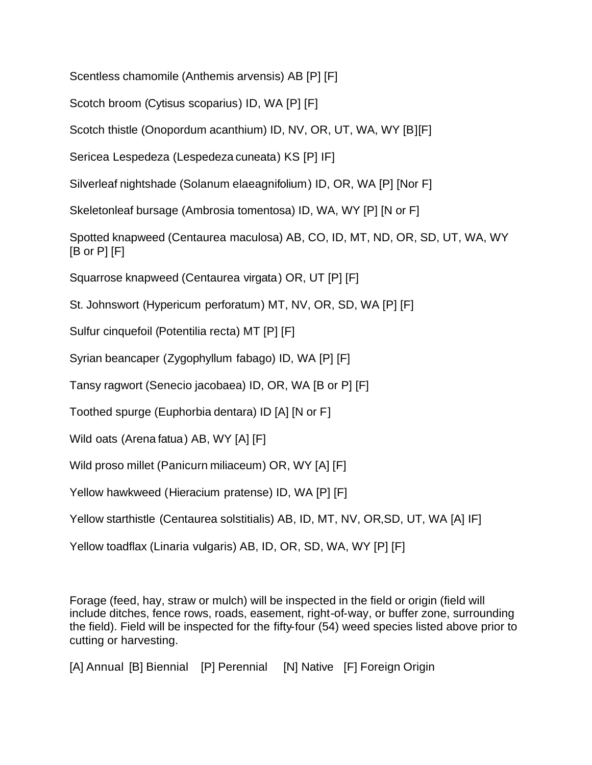Scentless chamomile (Anthemis arvensis) AB [P] [F]

Scotch broom (Cytisus scoparius) ID, WA [P] [F]

Scotch thistle (Onopordum acanthium) ID, NV, OR, UT, WA, WY [B][F]

Sericea Lespedeza (Lespedeza cuneata) KS [P] IF]

Silverleaf nightshade (Solanum elaeagnifolium) ID, OR, WA [P] [Nor F]

Skeletonleaf bursage (Ambrosia tomentosa) ID, WA, WY [P] [N or F]

Spotted knapweed (Centaurea maculosa) AB, CO, ID, MT, ND, OR, SD, UT, WA, WY [B or P] [F]

Squarrose knapweed (Centaurea virgata) OR, UT [P] [F]

St. Johnswort (Hypericum perforatum) MT, NV, OR, SD, WA [P] [F]

Sulfur cinquefoil (Potentilia recta) MT [P] [F]

Syrian beancaper (Zygophyllum fabago) ID, WA [P] [F]

Tansy ragwort (Senecio jacobaea) ID, OR, WA [B or P] [F]

Toothed spurge (Euphorbia dentara) ID [A] [N or F]

Wild oats (Arena fatua) AB, WY [A] [F]

Wild proso millet (Panicurn miliaceum) OR, WY [A] [F]

Yellow hawkweed (Hieracium pratense) ID, WA [P] [F]

Yellow starthistle (Centaurea solstitialis) AB, ID, MT, NV, OR,SD, UT, WA [A] IF]

Yellow toadflax (Linaria vulgaris) AB, ID, OR, SD, WA, WY [P] [F]

Forage (feed, hay, straw or mulch) will be inspected in the field or origin (field will include ditches, fence rows, roads, easement, right-of-way, or buffer zone, surrounding the field). Field will be inspected for the fifty-four (54) weed species listed above prior to cutting or harvesting.

[A] Annual [B] Biennial [P] Perennial [N] Native [F] Foreign Origin